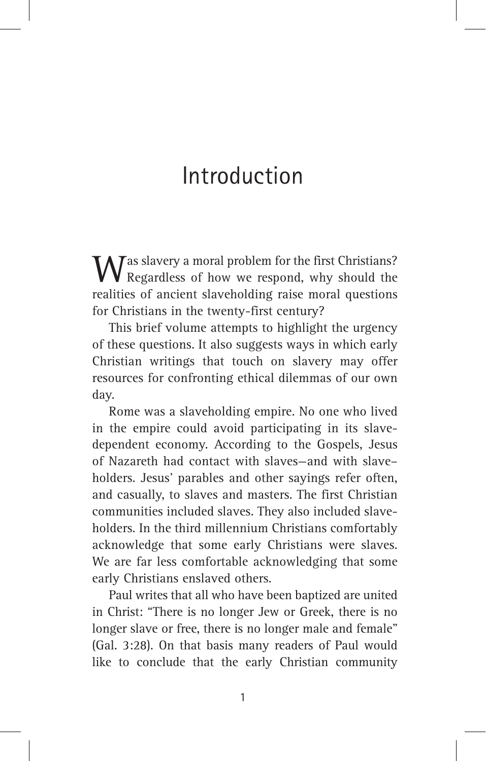# Introduction

Was slavery a moral problem for the first Christians? Regardless of how we respond, why should the realities of ancient slaveholding raise moral questions for Christians in the twenty-first century?

This brief volume attempts to highlight the urgency of these questions. It also suggests ways in which early Christian writings that touch on slavery may offer resources for confronting ethical dilemmas of our own day.

Rome was a slaveholding empire. No one who lived in the empire could avoid participating in its slave-dependent economy. According to the Gospels, Jesus of Nazareth had contact with slaves—and with slave-holders. Jesus' parables and other sayings refer often, and casually, to slaves and masters. The first Christian communities included slaves. They also included slave-holders. In the third millennium Christians comfortably acknowledge that some early Christians were slaves. We are far less comfortable acknowledging that some early Christians enslaved others.

Paul writes that all who have been baptized are united in Christ: "There is no longer Jew or Greek, there is no longer slave or free, there is no longer male and female" (Gal. 3:28). On that basis many readers of Paul would like to conclude that the early Christian community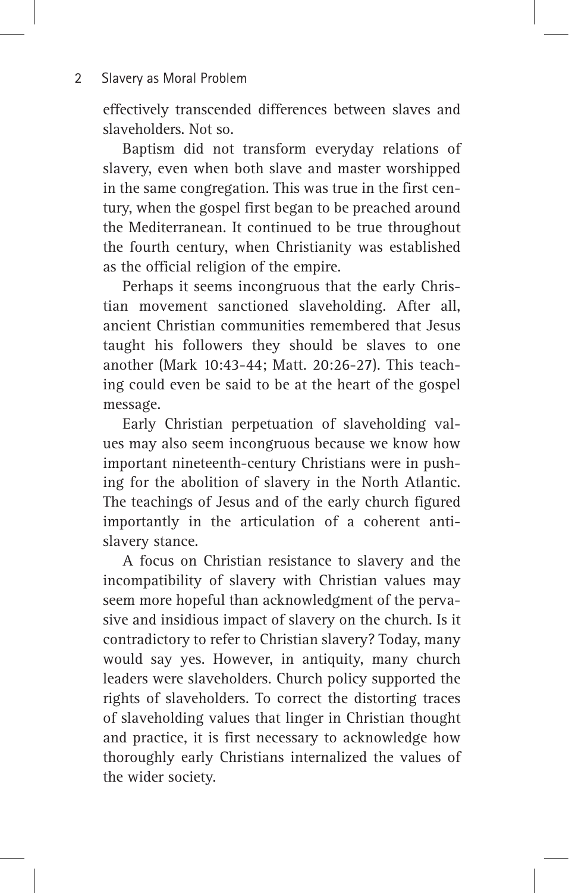effectively transcended differences between slaves and slaveholders. Not so.

Baptism did not transform everyday relations of slavery, even when both slave and master worshipped in the same congregation. This was true in the first century, when the gospel first began to be preached around the Mediterranean. It continued to be true throughout the fourth century, when Christianity was established as the official religion of the empire.

Perhaps it seems incongruous that the early Christian movement sanctioned slaveholding. After all, ancient Christian communities remembered that Jesus taught his followers they should be slaves to one another (Mark 10:43-44; Matt. 20:26-27). This teaching could even be said to be at the heart of the gospel message.

Early Christian perpetuation of slaveholding values may also seem incongruous because we know how important nineteenth-century Christians were in pushing for the abolition of slavery in the North Atlantic. The teachings of Jesus and of the early church figured importantly in the articulation of a coherent antislavery stance.

A focus on Christian resistance to slavery and the incompatibility of slavery with Christian values may seem more hopeful than acknowledgment of the pervasive and insidious impact of slavery on the church. Is it contradictory to refer to Christian slavery? Today, many would say yes. However, in antiquity, many church leaders were slaveholders. Church policy supported the rights of slaveholders. To correct the distorting traces of slaveholding values that linger in Christian thought and practice, it is first necessary to acknowledge how thoroughly early Christians internalized the values of the wider society.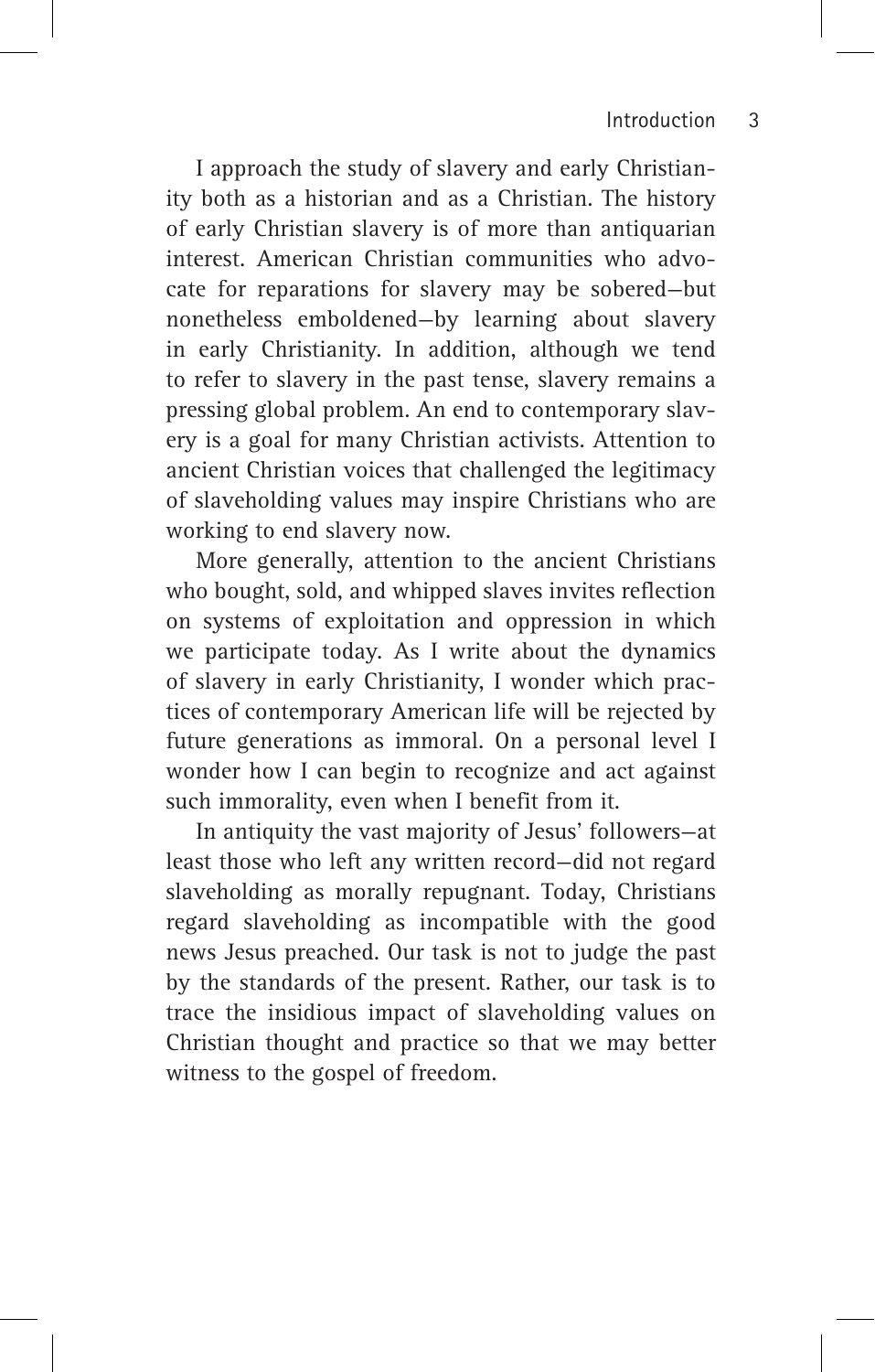I approach the study of slavery and early Christianity both as a historian and as a Christian. The history of early Christian slavery is of more than antiquarian interest. American Christian communities who advocate for reparations for slavery may be sobered—but nonetheless emboldened—by learning about slavery in early Christianity. In addition, although we tend to refer to slavery in the past tense, slavery remains a pressing global problem. An end to contemporary slavery is a goal for many Christian activists. Attention to ancient Christian voices that challenged the legitimacy of slaveholding values may inspire Christians who are working to end slavery now.

More generally, attention to the ancient Christians who bought, sold, and whipped slaves invites reflection on systems of exploitation and oppression in which we participate today. As I write about the dynamics of slavery in early Christianity, I wonder which practices of contemporary American life will be rejected by future generations as immoral. On a personal level I wonder how I can begin to recognize and act against such immorality, even when I benefit from it.

In antiquity the vast majority of Jesus' followers—at least those who left any written record—did not regard slaveholding as morally repugnant. Today, Christians regard slaveholding as incompatible with the good news Jesus preached. Our task is not to judge the past by the standards of the present. Rather, our task is to trace the insidious impact of slaveholding values on Christian thought and practice so that we may better witness to the gospel of freedom.